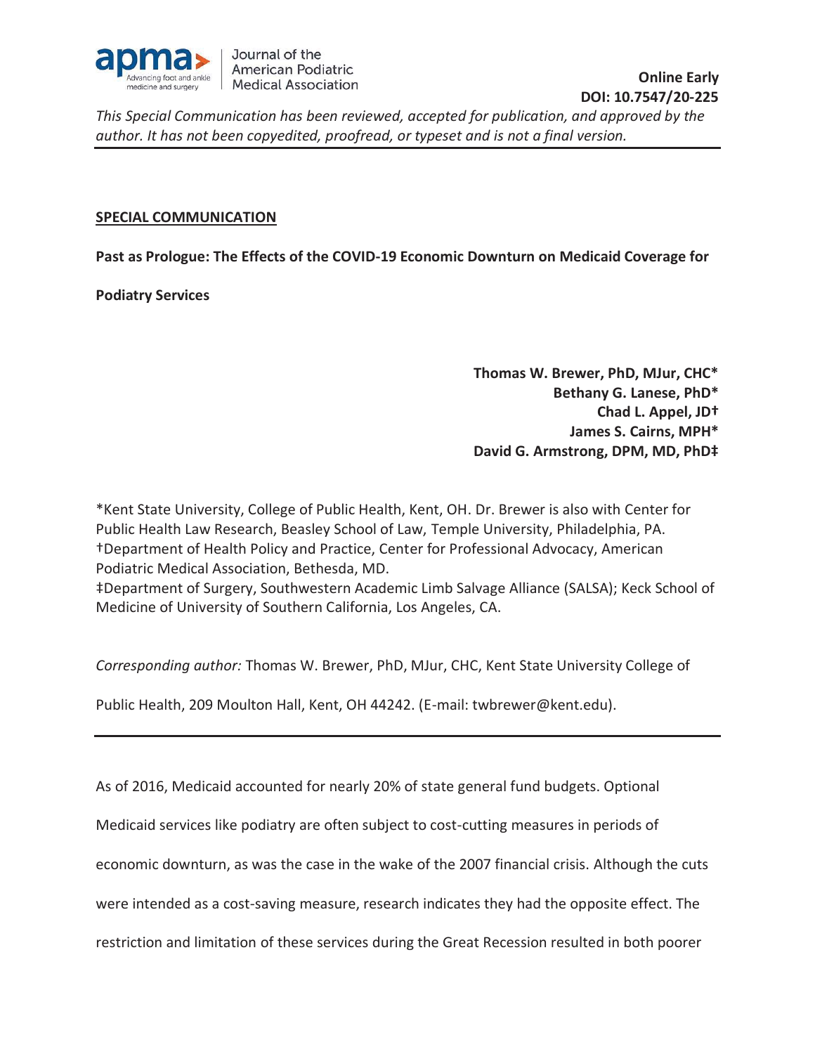Journal of the American Podiatric Medical Association

**Online Early**
**DOI: 10.7547/20-225**

*This Special Communication has been reviewed, accepted for publication, and approved by the author. It has not been copyedited, proofread, or typeset and is not a final version.*

**SPECIAL COMMUNICATION**

# Past as Prologue: The Effects of the COVID-19 Economic Downturn on Medicaid Coverage for Podiatry Services

**Thomas W. Brewer, PhD, MJur, CHC***
**Bethany G. Lanese, PhD***
**Chad L. Appel, JD†**
**James S. Cairns, MPH***
**David G. Armstrong, DPM, MD, PhD‡**

*Kent State University, College of Public Health, Kent, OH. Dr. Brewer is also with Center for Public Health Law Research, Beasley School of Law, Temple University, Philadelphia, PA.
†Department of Health Policy and Practice, Center for Professional Advocacy, American Podiatric Medical Association, Bethesda, MD.
‡Department of Surgery, Southwestern Academic Limb Salvage Alliance (SALSA); Keck School of Medicine of University of Southern California, Los Angeles, CA.

*Corresponding author:* Thomas W. Brewer, PhD, MJur, CHC, Kent State University College of Public Health, 209 Moulton Hall, Kent, OH 44242. (E-mail: twbrewer@kent.edu).

---

As of 2016, Medicaid accounted for nearly 20% of state general fund budgets. Optional Medicaid services like podiatry are often subject to cost-cutting measures in periods of economic downturn, as was the case in the wake of the 2007 financial crisis. Although the cuts were intended as a cost-saving measure, research indicates they had the opposite effect. The restriction and limitation of these services during the Great Recession resulted in both poorer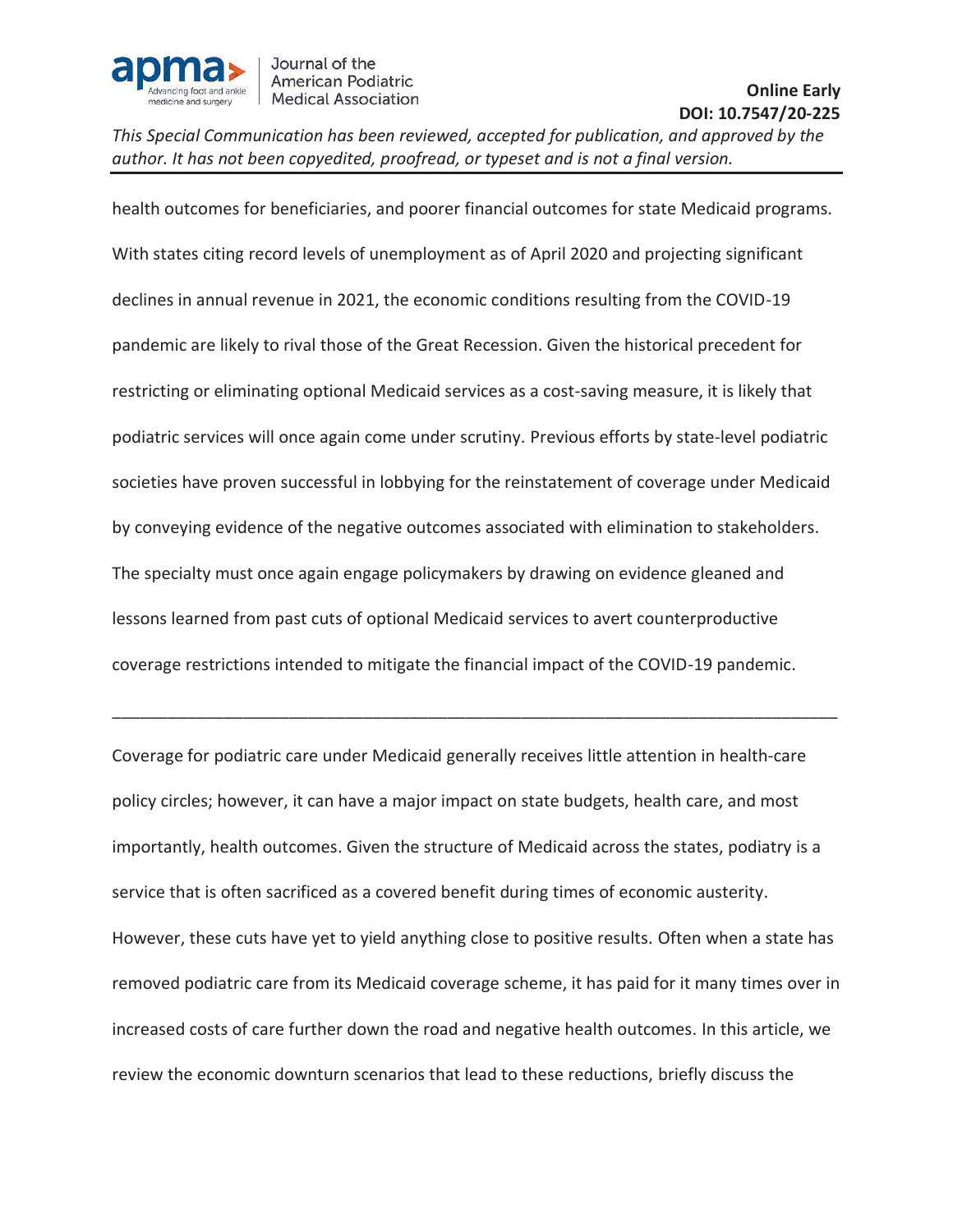health outcomes for beneficiaries, and poorer financial outcomes for state Medicaid programs. With states citing record levels of unemployment as of April 2020 and projecting significant declines in annual revenue in 2021, the economic conditions resulting from the COVID-19 pandemic are likely to rival those of the Great Recession. Given the historical precedent for restricting or eliminating optional Medicaid services as a cost-saving measure, it is likely that podiatric services will once again come under scrutiny. Previous efforts by state-level podiatric societies have proven successful in lobbying for the reinstatement of coverage under Medicaid by conveying evidence of the negative outcomes associated with elimination to stakeholders. The specialty must once again engage policymakers by drawing on evidence gleaned and lessons learned from past cuts of optional Medicaid services to avert counterproductive coverage restrictions intended to mitigate the financial impact of the COVID-19 pandemic.

---

Coverage for podiatric care under Medicaid generally receives little attention in health-care policy circles; however, it can have a major impact on state budgets, health care, and most importantly, health outcomes. Given the structure of Medicaid across the states, podiatry is a service that is often sacrificed as a covered benefit during times of economic austerity. However, these cuts have yet to yield anything close to positive results. Often when a state has removed podiatric care from its Medicaid coverage scheme, it has paid for it many times over in increased costs of care further down the road and negative health outcomes. In this article, we review the economic downturn scenarios that lead to these reductions, briefly discuss the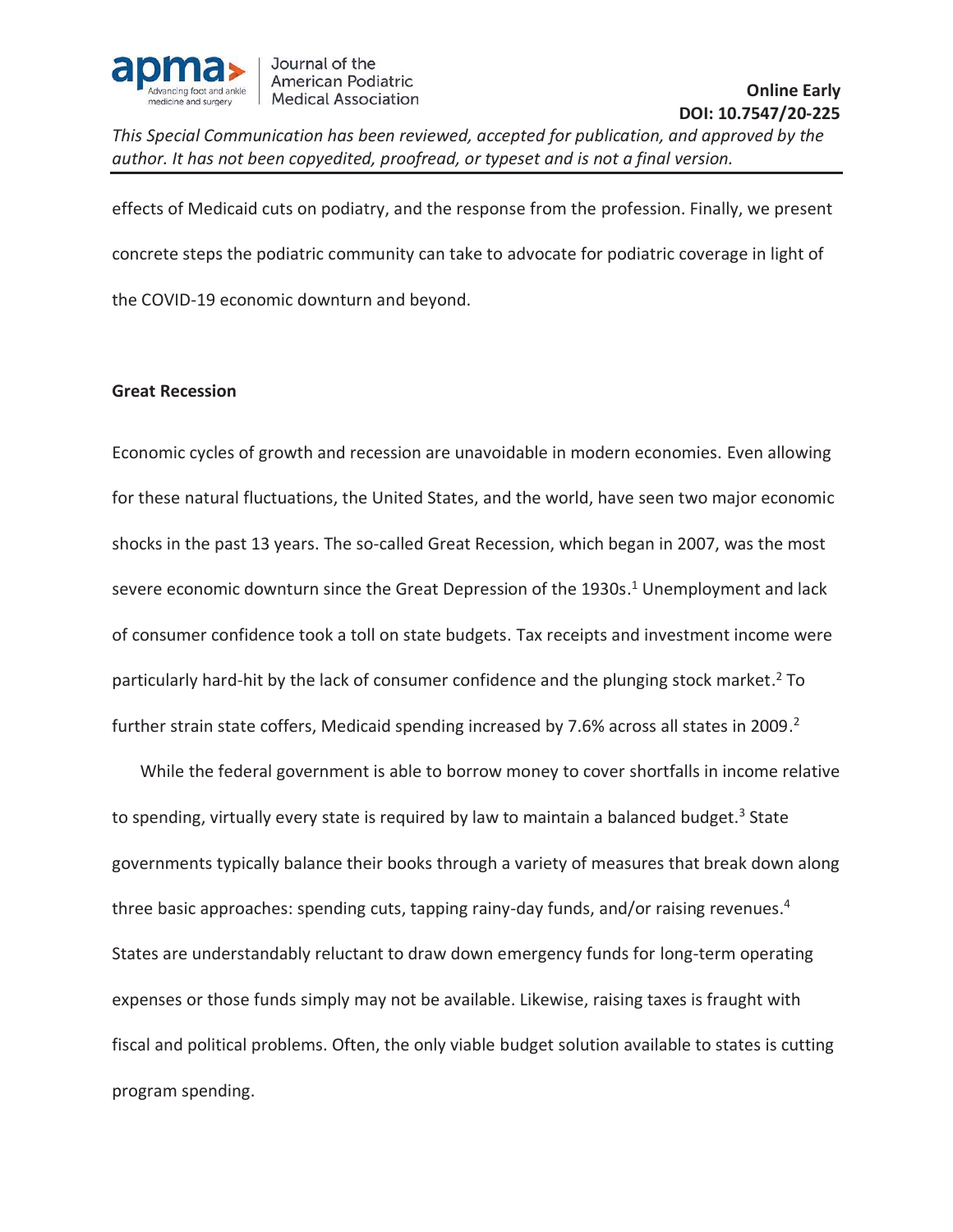effects of Medicaid cuts on podiatry, and the response from the profession. Finally, we present concrete steps the podiatric community can take to advocate for podiatric coverage in light of the COVID-19 economic downturn and beyond.

**Great Recession**

Economic cycles of growth and recession are unavoidable in modern economies. Even allowing for these natural fluctuations, the United States, and the world, have seen two major economic shocks in the past 13 years. The so-called Great Recession, which began in 2007, was the most severe economic downturn since the Great Depression of the 1930s.[1] Unemployment and lack of consumer confidence took a toll on state budgets. Tax receipts and investment income were particularly hard-hit by the lack of consumer confidence and the plunging stock market.[2] To further strain state coffers, Medicaid spending increased by 7.6% across all states in 2009.[2]

While the federal government is able to borrow money to cover shortfalls in income relative to spending, virtually every state is required by law to maintain a balanced budget.[3] State governments typically balance their books through a variety of measures that break down along three basic approaches: spending cuts, tapping rainy-day funds, and/or raising revenues.[4] States are understandably reluctant to draw down emergency funds for long-term operating expenses or those funds simply may not be available. Likewise, raising taxes is fraught with fiscal and political problems. Often, the only viable budget solution available to states is cutting program spending.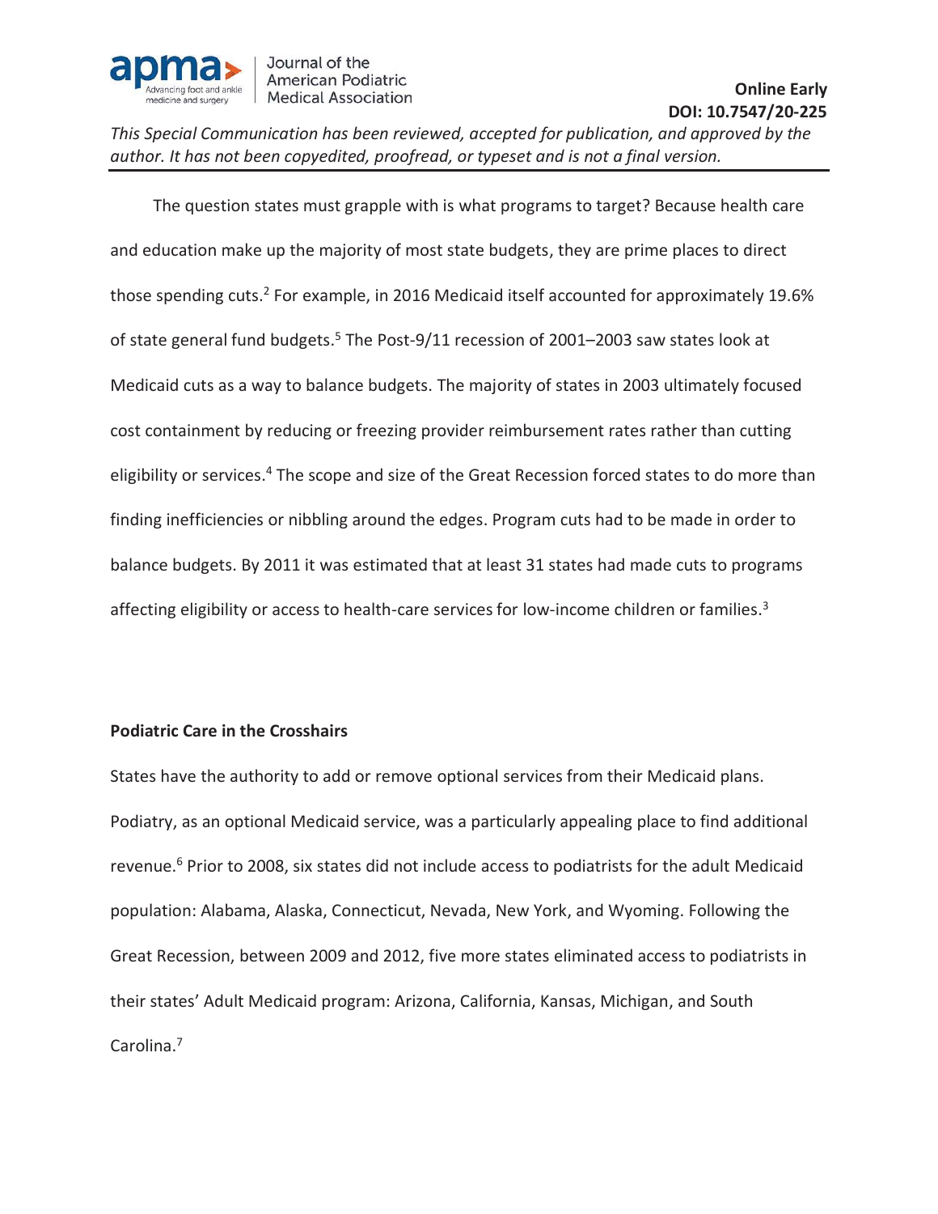The question states must grapple with is what programs to target? Because health care and education make up the majority of most state budgets, they are prime places to direct those spending cuts.[2] For example, in 2016 Medicaid itself accounted for approximately 19.6% of state general fund budgets.[5] The Post-9/11 recession of 2001–2003 saw states look at Medicaid cuts as a way to balance budgets. The majority of states in 2003 ultimately focused cost containment by reducing or freezing provider reimbursement rates rather than cutting eligibility or services.[4] The scope and size of the Great Recession forced states to do more than finding inefficiencies or nibbling around the edges. Program cuts had to be made in order to balance budgets. By 2011 it was estimated that at least 31 states had made cuts to programs affecting eligibility or access to health-care services for low-income children or families.[3]

**Podiatric Care in the Crosshairs**

States have the authority to add or remove optional services from their Medicaid plans. Podiatry, as an optional Medicaid service, was a particularly appealing place to find additional revenue.[6] Prior to 2008, six states did not include access to podiatrists for the adult Medicaid population: Alabama, Alaska, Connecticut, Nevada, New York, and Wyoming. Following the Great Recession, between 2009 and 2012, five more states eliminated access to podiatrists in their states' Adult Medicaid program: Arizona, California, Kansas, Michigan, and South Carolina.[7]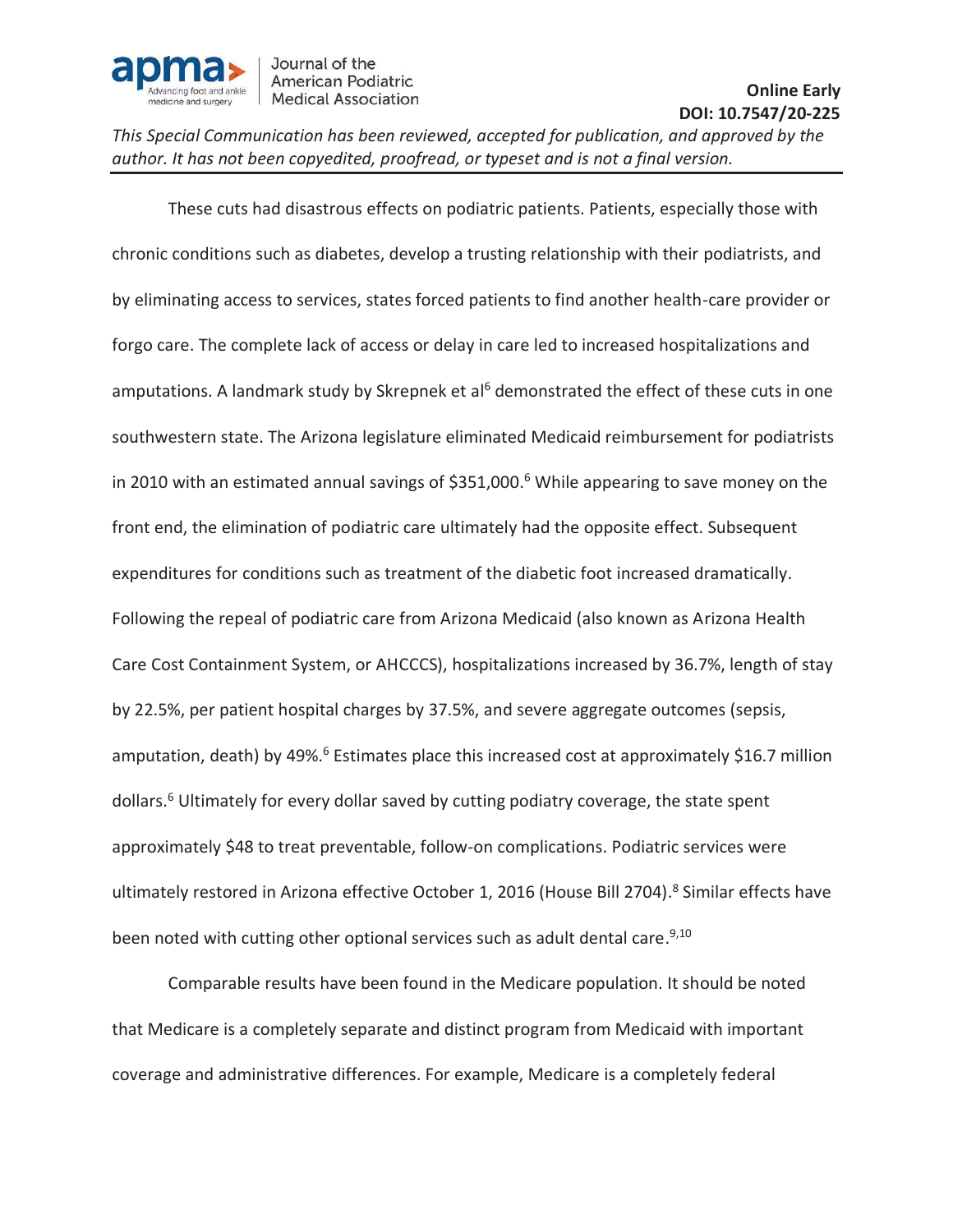These cuts had disastrous effects on podiatric patients. Patients, especially those with chronic conditions such as diabetes, develop a trusting relationship with their podiatrists, and by eliminating access to services, states forced patients to find another health-care provider or forgo care. The complete lack of access or delay in care led to increased hospitalizations and amputations. A landmark study by Skrepnek et al[6] demonstrated the effect of these cuts in one southwestern state. The Arizona legislature eliminated Medicaid reimbursement for podiatrists in 2010 with an estimated annual savings of $351,000.[6] While appearing to save money on the front end, the elimination of podiatric care ultimately had the opposite effect. Subsequent expenditures for conditions such as treatment of the diabetic foot increased dramatically. Following the repeal of podiatric care from Arizona Medicaid (also known as Arizona Health Care Cost Containment System, or AHCCCS), hospitalizations increased by 36.7%, length of stay by 22.5%, per patient hospital charges by 37.5%, and severe aggregate outcomes (sepsis, amputation, death) by 49%.[6] Estimates place this increased cost at approximately $16.7 million dollars.[6] Ultimately for every dollar saved by cutting podiatry coverage, the state spent approximately $48 to treat preventable, follow-on complications. Podiatric services were ultimately restored in Arizona effective October 1, 2016 (House Bill 2704).[8] Similar effects have been noted with cutting other optional services such as adult dental care.[9,10]

Comparable results have been found in the Medicare population. It should be noted that Medicare is a completely separate and distinct program from Medicaid with important coverage and administrative differences. For example, Medicare is a completely federal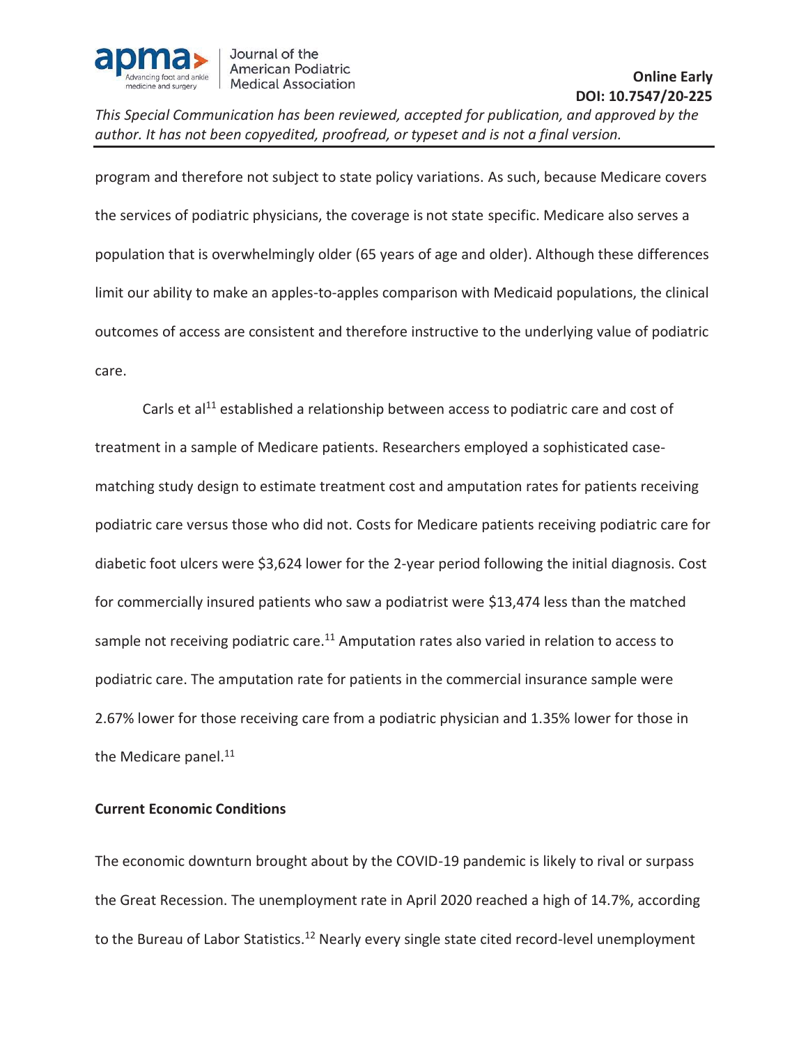program and therefore not subject to state policy variations. As such, because Medicare covers the services of podiatric physicians, the coverage is not state specific. Medicare also serves a population that is overwhelmingly older (65 years of age and older). Although these differences limit our ability to make an apples-to-apples comparison with Medicaid populations, the clinical outcomes of access are consistent and therefore instructive to the underlying value of podiatric care.

Carls et al[11] established a relationship between access to podiatric care and cost of treatment in a sample of Medicare patients. Researchers employed a sophisticated case-matching study design to estimate treatment cost and amputation rates for patients receiving podiatric care versus those who did not. Costs for Medicare patients receiving podiatric care for diabetic foot ulcers were $3,624 lower for the 2-year period following the initial diagnosis. Cost for commercially insured patients who saw a podiatrist were $13,474 less than the matched sample not receiving podiatric care.[11] Amputation rates also varied in relation to access to podiatric care. The amputation rate for patients in the commercial insurance sample were 2.67% lower for those receiving care from a podiatric physician and 1.35% lower for those in the Medicare panel.[11]

**Current Economic Conditions**

The economic downturn brought about by the COVID-19 pandemic is likely to rival or surpass the Great Recession. The unemployment rate in April 2020 reached a high of 14.7%, according to the Bureau of Labor Statistics.[12] Nearly every single state cited record-level unemployment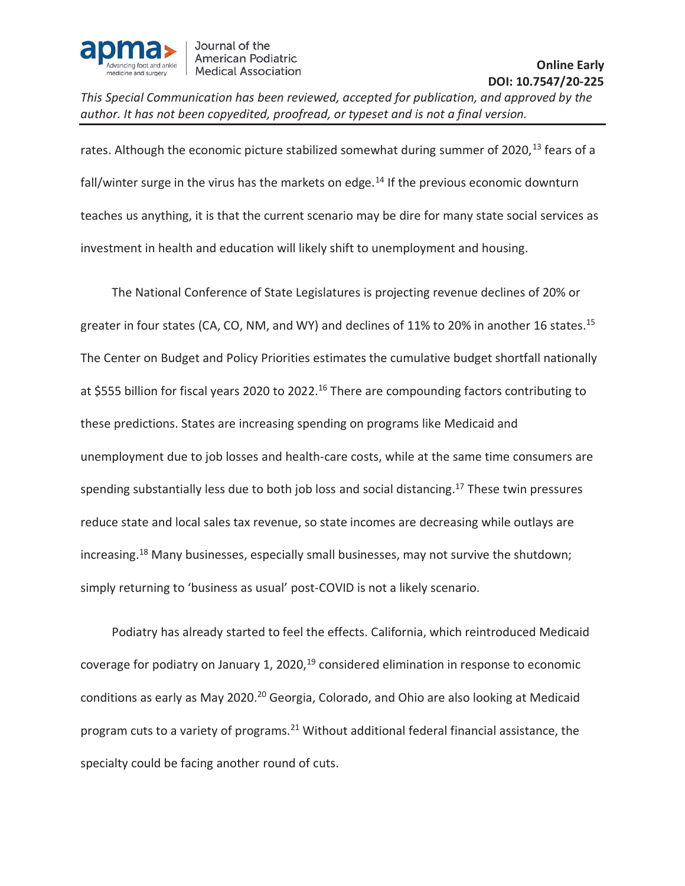rates. Although the economic picture stabilized somewhat during summer of 2020,[13] fears of a fall/winter surge in the virus has the markets on edge.[14] If the previous economic downturn teaches us anything, it is that the current scenario may be dire for many state social services as investment in health and education will likely shift to unemployment and housing.

The National Conference of State Legislatures is projecting revenue declines of 20% or greater in four states (CA, CO, NM, and WY) and declines of 11% to 20% in another 16 states.[15] The Center on Budget and Policy Priorities estimates the cumulative budget shortfall nationally at $555 billion for fiscal years 2020 to 2022.[16] There are compounding factors contributing to these predictions. States are increasing spending on programs like Medicaid and unemployment due to job losses and health-care costs, while at the same time consumers are spending substantially less due to both job loss and social distancing.[17] These twin pressures reduce state and local sales tax revenue, so state incomes are decreasing while outlays are increasing.[18] Many businesses, especially small businesses, may not survive the shutdown; simply returning to 'business as usual' post-COVID is not a likely scenario.

Podiatry has already started to feel the effects. California, which reintroduced Medicaid coverage for podiatry on January 1, 2020,[19] considered elimination in response to economic conditions as early as May 2020.[20] Georgia, Colorado, and Ohio are also looking at Medicaid program cuts to a variety of programs.[21] Without additional federal financial assistance, the specialty could be facing another round of cuts.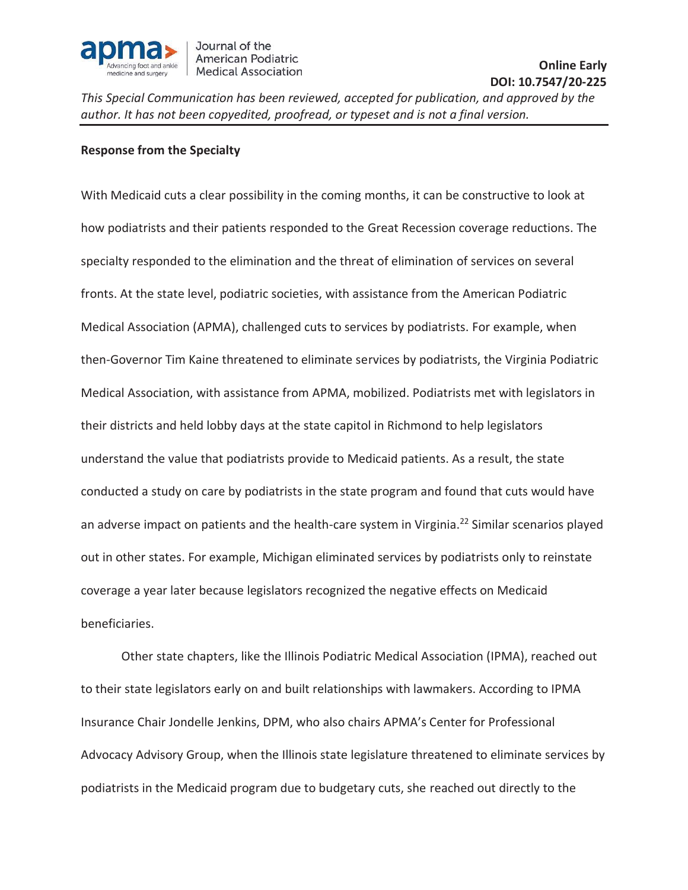## Response from the Specialty

With Medicaid cuts a clear possibility in the coming months, it can be constructive to look at how podiatrists and their patients responded to the Great Recession coverage reductions. The specialty responded to the elimination and the threat of elimination of services on several fronts. At the state level, podiatric societies, with assistance from the American Podiatric Medical Association (APMA), challenged cuts to services by podiatrists. For example, when then-Governor Tim Kaine threatened to eliminate services by podiatrists, the Virginia Podiatric Medical Association, with assistance from APMA, mobilized. Podiatrists met with legislators in their districts and held lobby days at the state capitol in Richmond to help legislators understand the value that podiatrists provide to Medicaid patients. As a result, the state conducted a study on care by podiatrists in the state program and found that cuts would have an adverse impact on patients and the health-care system in Virginia.[22] Similar scenarios played out in other states. For example, Michigan eliminated services by podiatrists only to reinstate coverage a year later because legislators recognized the negative effects on Medicaid beneficiaries.

Other state chapters, like the Illinois Podiatric Medical Association (IPMA), reached out to their state legislators early on and built relationships with lawmakers. According to IPMA Insurance Chair Jondelle Jenkins, DPM, who also chairs APMA's Center for Professional Advocacy Advisory Group, when the Illinois state legislature threatened to eliminate services by podiatrists in the Medicaid program due to budgetary cuts, she reached out directly to the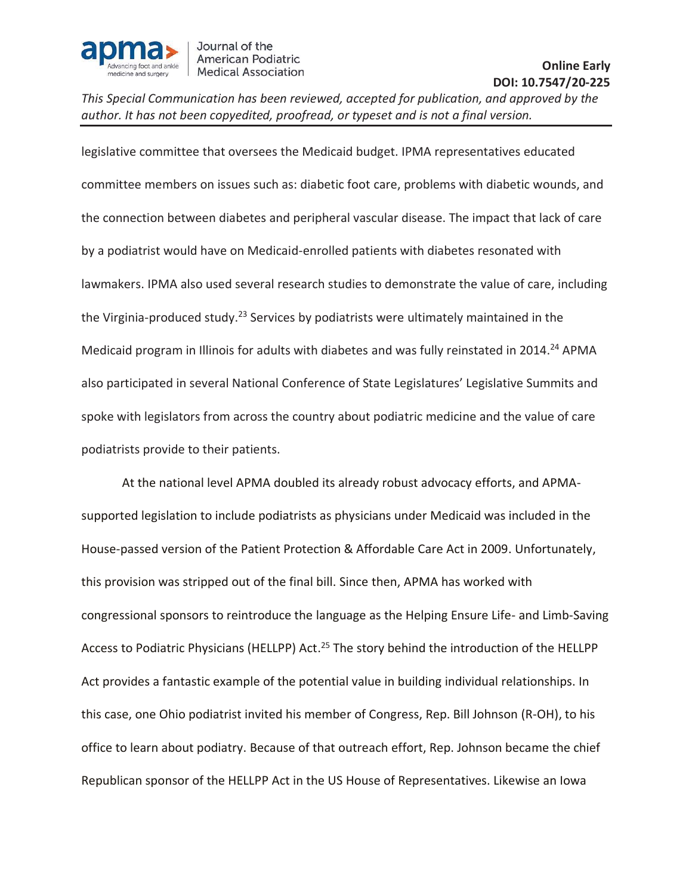legislative committee that oversees the Medicaid budget. IPMA representatives educated committee members on issues such as: diabetic foot care, problems with diabetic wounds, and the connection between diabetes and peripheral vascular disease. The impact that lack of care by a podiatrist would have on Medicaid-enrolled patients with diabetes resonated with lawmakers. IPMA also used several research studies to demonstrate the value of care, including the Virginia-produced study.[23] Services by podiatrists were ultimately maintained in the Medicaid program in Illinois for adults with diabetes and was fully reinstated in 2014.[24] APMA also participated in several National Conference of State Legislatures' Legislative Summits and spoke with legislators from across the country about podiatric medicine and the value of care podiatrists provide to their patients.

At the national level APMA doubled its already robust advocacy efforts, and APMA-supported legislation to include podiatrists as physicians under Medicaid was included in the House-passed version of the Patient Protection & Affordable Care Act in 2009. Unfortunately, this provision was stripped out of the final bill. Since then, APMA has worked with congressional sponsors to reintroduce the language as the Helping Ensure Life- and Limb-Saving Access to Podiatric Physicians (HELLPP) Act.[25] The story behind the introduction of the HELLPP Act provides a fantastic example of the potential value in building individual relationships. In this case, one Ohio podiatrist invited his member of Congress, Rep. Bill Johnson (R-OH), to his office to learn about podiatry. Because of that outreach effort, Rep. Johnson became the chief Republican sponsor of the HELLPP Act in the US House of Representatives. Likewise an Iowa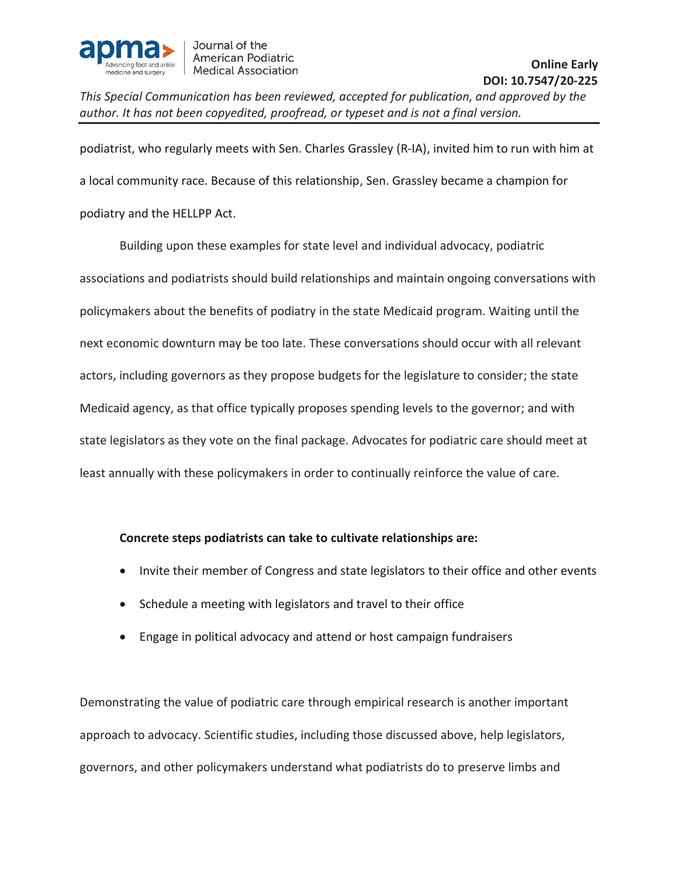podiatrist, who regularly meets with Sen. Charles Grassley (R-IA), invited him to run with him at a local community race. Because of this relationship, Sen. Grassley became a champion for podiatry and the HELLPP Act.

Building upon these examples for state level and individual advocacy, podiatric associations and podiatrists should build relationships and maintain ongoing conversations with policymakers about the benefits of podiatry in the state Medicaid program. Waiting until the next economic downturn may be too late. These conversations should occur with all relevant actors, including governors as they propose budgets for the legislature to consider; the state Medicaid agency, as that office typically proposes spending levels to the governor; and with state legislators as they vote on the final package. Advocates for podiatric care should meet at least annually with these policymakers in order to continually reinforce the value of care.

**Concrete steps podiatrists can take to cultivate relationships are:**

- Invite their member of Congress and state legislators to their office and other events
- Schedule a meeting with legislators and travel to their office
- Engage in political advocacy and attend or host campaign fundraisers

Demonstrating the value of podiatric care through empirical research is another important approach to advocacy. Scientific studies, including those discussed above, help legislators, governors, and other policymakers understand what podiatrists do to preserve limbs and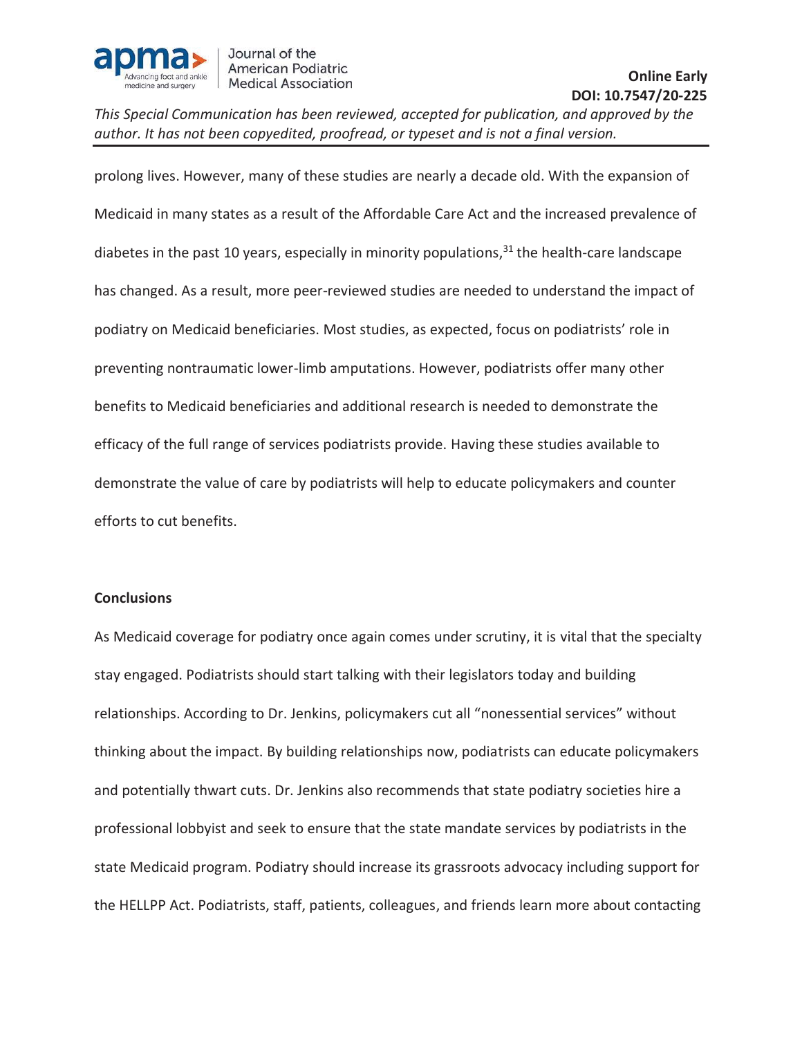prolong lives. However, many of these studies are nearly a decade old. With the expansion of Medicaid in many states as a result of the Affordable Care Act and the increased prevalence of diabetes in the past 10 years, especially in minority populations,[31] the health-care landscape has changed. As a result, more peer-reviewed studies are needed to understand the impact of podiatry on Medicaid beneficiaries. Most studies, as expected, focus on podiatrists' role in preventing nontraumatic lower-limb amputations. However, podiatrists offer many other benefits to Medicaid beneficiaries and additional research is needed to demonstrate the efficacy of the full range of services podiatrists provide. Having these studies available to demonstrate the value of care by podiatrists will help to educate policymakers and counter efforts to cut benefits.

**Conclusions**

As Medicaid coverage for podiatry once again comes under scrutiny, it is vital that the specialty stay engaged. Podiatrists should start talking with their legislators today and building relationships. According to Dr. Jenkins, policymakers cut all "nonessential services" without thinking about the impact. By building relationships now, podiatrists can educate policymakers and potentially thwart cuts. Dr. Jenkins also recommends that state podiatry societies hire a professional lobbyist and seek to ensure that the state mandate services by podiatrists in the state Medicaid program. Podiatry should increase its grassroots advocacy including support for the HELLPP Act. Podiatrists, staff, patients, colleagues, and friends learn more about contacting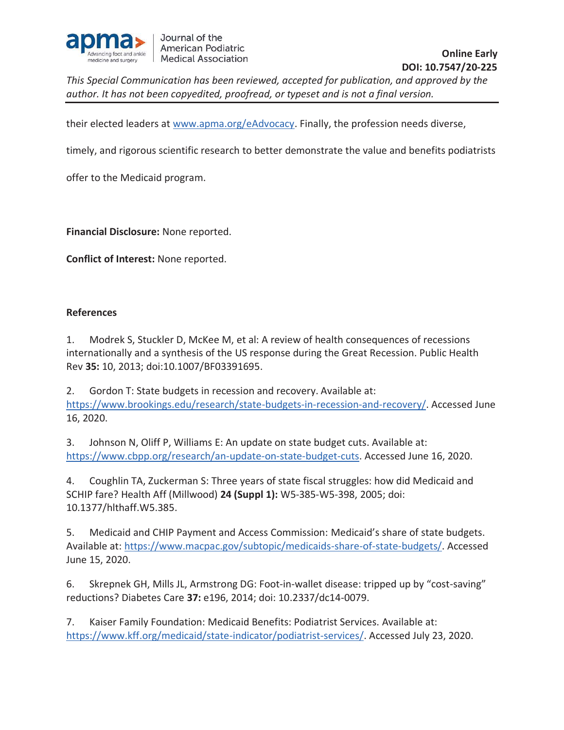their elected leaders at www.apma.org/eAdvocacy. Finally, the profession needs diverse, timely, and rigorous scientific research to better demonstrate the value and benefits podiatrists offer to the Medicaid program.

**Financial Disclosure:** None reported.

**Conflict of Interest:** None reported.

**References**

1. Modrek S, Stuckler D, McKee M, et al: A review of health consequences of recessions internationally and a synthesis of the US response during the Great Recession. Public Health Rev **35:** 10, 2013; doi:10.1007/BF03391695.

2. Gordon T: State budgets in recession and recovery. Available at: https://www.brookings.edu/research/state-budgets-in-recession-and-recovery/. Accessed June 16, 2020.

3. Johnson N, Oliff P, Williams E: An update on state budget cuts. Available at: https://www.cbpp.org/research/an-update-on-state-budget-cuts. Accessed June 16, 2020.

4. Coughlin TA, Zuckerman S: Three years of state fiscal struggles: how did Medicaid and SCHIP fare? Health Aff (Millwood) **24 (Suppl 1):** W5-385-W5-398, 2005; doi: 10.1377/hlthaff.W5.385.

5. Medicaid and CHIP Payment and Access Commission: Medicaid's share of state budgets. Available at: https://www.macpac.gov/subtopic/medicaids-share-of-state-budgets/. Accessed June 15, 2020.

6. Skrepnek GH, Mills JL, Armstrong DG: Foot-in-wallet disease: tripped up by "cost-saving" reductions? Diabetes Care **37:** e196, 2014; doi: 10.2337/dc14-0079.

7. Kaiser Family Foundation: Medicaid Benefits: Podiatrist Services. Available at: https://www.kff.org/medicaid/state-indicator/podiatrist-services/. Accessed July 23, 2020.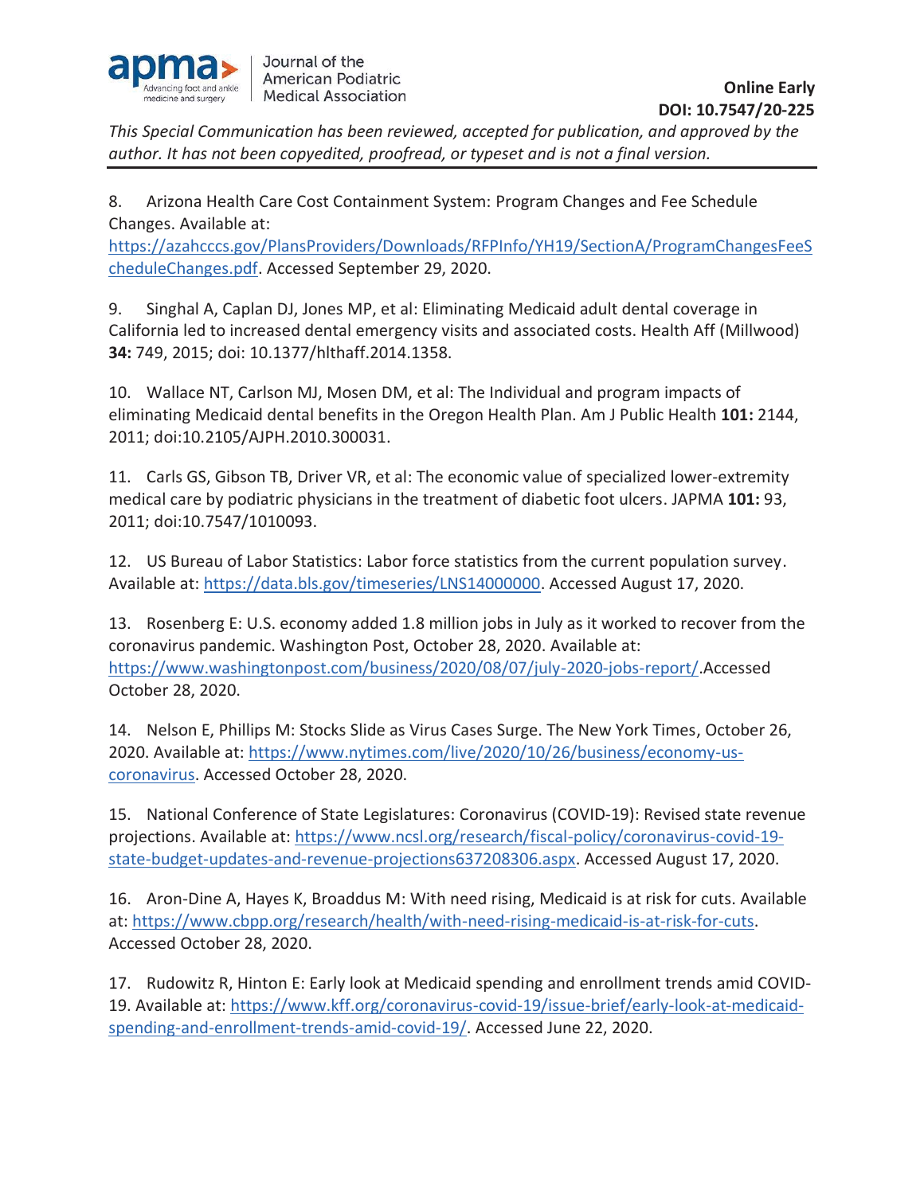8. Arizona Health Care Cost Containment System: Program Changes and Fee Schedule Changes. Available at: https://azahcccs.gov/PlansProviders/Downloads/RFPInfo/YH19/SectionA/ProgramChangesFeeScheduleChanges.pdf. Accessed September 29, 2020.

9. Singhal A, Caplan DJ, Jones MP, et al: Eliminating Medicaid adult dental coverage in California led to increased dental emergency visits and associated costs. Health Aff (Millwood) **34:** 749, 2015; doi: 10.1377/hlthaff.2014.1358.

10. Wallace NT, Carlson MJ, Mosen DM, et al: The Individual and program impacts of eliminating Medicaid dental benefits in the Oregon Health Plan. Am J Public Health **101:** 2144, 2011; doi:10.2105/AJPH.2010.300031.

11. Carls GS, Gibson TB, Driver VR, et al: The economic value of specialized lower-extremity medical care by podiatric physicians in the treatment of diabetic foot ulcers. JAPMA **101:** 93, 2011; doi:10.7547/1010093.

12. US Bureau of Labor Statistics: Labor force statistics from the current population survey. Available at: https://data.bls.gov/timeseries/LNS14000000. Accessed August 17, 2020.

13. Rosenberg E: U.S. economy added 1.8 million jobs in July as it worked to recover from the coronavirus pandemic. Washington Post, October 28, 2020. Available at: https://www.washingtonpost.com/business/2020/08/07/july-2020-jobs-report/.Accessed October 28, 2020.

14. Nelson E, Phillips M: Stocks Slide as Virus Cases Surge. The New York Times, October 26, 2020. Available at: https://www.nytimes.com/live/2020/10/26/business/economy-us-coronavirus. Accessed October 28, 2020.

15. National Conference of State Legislatures: Coronavirus (COVID-19): Revised state revenue projections. Available at: https://www.ncsl.org/research/fiscal-policy/coronavirus-covid-19-state-budget-updates-and-revenue-projections637208306.aspx. Accessed August 17, 2020.

16. Aron-Dine A, Hayes K, Broaddus M: With need rising, Medicaid is at risk for cuts. Available at: https://www.cbpp.org/research/health/with-need-rising-medicaid-is-at-risk-for-cuts. Accessed October 28, 2020.

17. Rudowitz R, Hinton E: Early look at Medicaid spending and enrollment trends amid COVID-19. Available at: https://www.kff.org/coronavirus-covid-19/issue-brief/early-look-at-medicaid-spending-and-enrollment-trends-amid-covid-19/. Accessed June 22, 2020.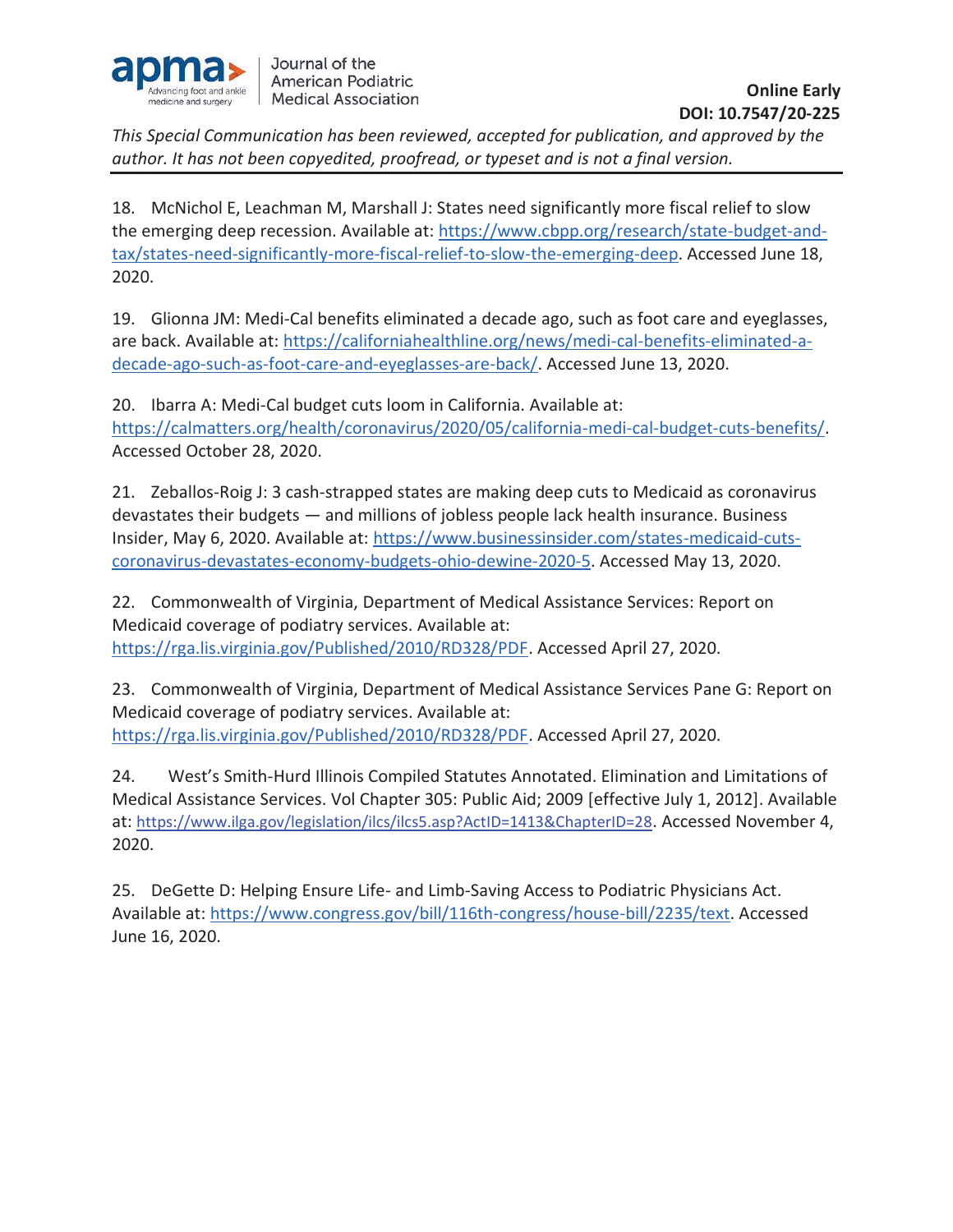18. McNichol E, Leachman M, Marshall J: States need significantly more fiscal relief to slow the emerging deep recession. Available at: https://www.cbpp.org/research/state-budget-and-tax/states-need-significantly-more-fiscal-relief-to-slow-the-emerging-deep. Accessed June 18, 2020.

19. Glionna JM: Medi-Cal benefits eliminated a decade ago, such as foot care and eyeglasses, are back. Available at: https://californiahealthline.org/news/medi-cal-benefits-eliminated-a-decade-ago-such-as-foot-care-and-eyeglasses-are-back/. Accessed June 13, 2020.

20. Ibarra A: Medi-Cal budget cuts loom in California. Available at: https://calmatters.org/health/coronavirus/2020/05/california-medi-cal-budget-cuts-benefits/. Accessed October 28, 2020.

21. Zeballos-Roig J: 3 cash-strapped states are making deep cuts to Medicaid as coronavirus devastates their budgets — and millions of jobless people lack health insurance. Business Insider, May 6, 2020. Available at: https://www.businessinsider.com/states-medicaid-cuts-coronavirus-devastates-economy-budgets-ohio-dewine-2020-5. Accessed May 13, 2020.

22. Commonwealth of Virginia, Department of Medical Assistance Services: Report on Medicaid coverage of podiatry services. Available at: https://rga.lis.virginia.gov/Published/2010/RD328/PDF. Accessed April 27, 2020.

23. Commonwealth of Virginia, Department of Medical Assistance Services Pane G: Report on Medicaid coverage of podiatry services. Available at: https://rga.lis.virginia.gov/Published/2010/RD328/PDF. Accessed April 27, 2020.

24. West's Smith-Hurd Illinois Compiled Statutes Annotated. Elimination and Limitations of Medical Assistance Services. Vol Chapter 305: Public Aid; 2009 [effective July 1, 2012]. Available at: https://www.ilga.gov/legislation/ilcs/ilcs5.asp?ActID=1413&ChapterID=28. Accessed November 4, 2020.

25. DeGette D: Helping Ensure Life- and Limb-Saving Access to Podiatric Physicians Act. Available at: https://www.congress.gov/bill/116th-congress/house-bill/2235/text. Accessed June 16, 2020.